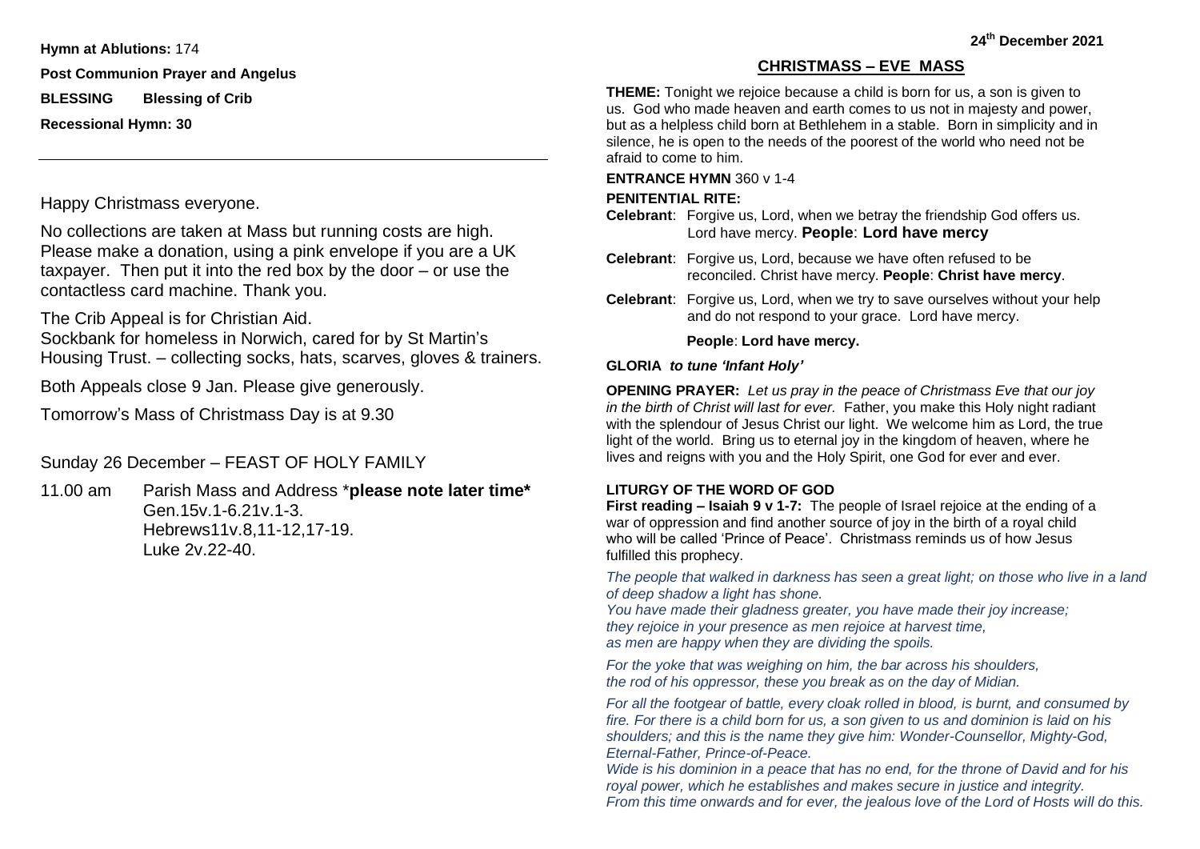**Hymn at Ablutions:** 174

**Post Communion Prayer and Angelus**

**BLESSING Blessing of Crib**

**Recessional Hymn: 30**

---

Happy Christmass everyone.

No collections are taken at Mass but running costs are high. Please make a donation, using a pink envelope if you are a UK taxpayer. Then put it into the red box by the door – or use the contactless card machine. Thank you.

The Crib Appeal is for Christian Aid.
Sockbank for homeless in Norwich, cared for by St Martin's Housing Trust. – collecting socks, hats, scarves, gloves & trainers.

Both Appeals close 9 Jan. Please give generously.

Tomorrow's Mass of Christmass Day is at 9.30

Sunday 26 December – FEAST OF HOLY FAMILY

11.00 am Parish Mass and Address \***please note later time\***
Gen.15v.1-6.21v.1-3.
Hebrews11v.8,11-12,17-19.
Luke 2v.22-40.

**24th December 2021**

## CHRISTMASS – EVE MASS

**THEME:** Tonight we rejoice because a child is born for us, a son is given to us. God who made heaven and earth comes to us not in majesty and power, but as a helpless child born at Bethlehem in a stable. Born in simplicity and in silence, he is open to the needs of the poorest of the world who need not be afraid to come to him.

**ENTRANCE HYMN** 360 v 1-4

**PENITENTIAL RITE:**

**Celebrant**: Forgive us, Lord, when we betray the friendship God offers us. Lord have mercy. **People**: **Lord have mercy**

**Celebrant**: Forgive us, Lord, because we have often refused to be reconciled. Christ have mercy. **People**: **Christ have mercy**.

**Celebrant**: Forgive us, Lord, when we try to save ourselves without your help and do not respond to your grace. Lord have mercy.

**People**: **Lord have mercy.**

**GLORIA** ***to tune 'Infant Holy'***

**OPENING PRAYER:** *Let us pray in the peace of Christmass Eve that our joy in the birth of Christ will last for ever.* Father, you make this Holy night radiant with the splendour of Jesus Christ our light. We welcome him as Lord, the true light of the world. Bring us to eternal joy in the kingdom of heaven, where he lives and reigns with you and the Holy Spirit, one God for ever and ever.

**LITURGY OF THE WORD OF GOD**

**First reading – Isaiah 9 v 1-7:** The people of Israel rejoice at the ending of a war of oppression and find another source of joy in the birth of a royal child who will be called 'Prince of Peace'. Christmass reminds us of how Jesus fulfilled this prophecy.

*The people that walked in darkness has seen a great light; on those who live in a land of deep shadow a light has shone.*
*You have made their gladness greater, you have made their joy increase;*
*they rejoice in your presence as men rejoice at harvest time,*
*as men are happy when they are dividing the spoils.*

*For the yoke that was weighing on him, the bar across his shoulders,*
*the rod of his oppressor, these you break as on the day of Midian.*

*For all the footgear of battle, every cloak rolled in blood, is burnt, and consumed by fire. For there is a child born for us, a son given to us and dominion is laid on his shoulders; and this is the name they give him: Wonder-Counsellor, Mighty-God, Eternal-Father, Prince-of-Peace.*
*Wide is his dominion in a peace that has no end, for the throne of David and for his royal power, which he establishes and makes secure in justice and integrity.*
*From this time onwards and for ever, the jealous love of the Lord of Hosts will do this.*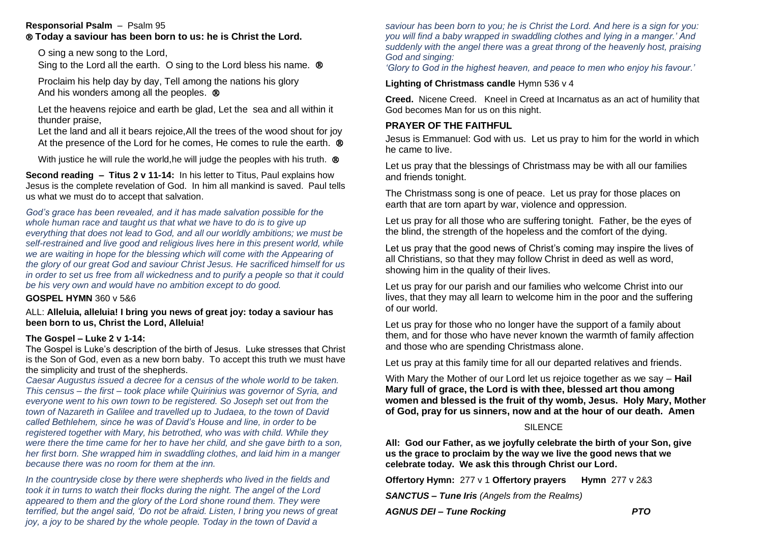**Responsorial Psalm** – Psalm 95
℟ **Today a saviour has been born to us: he is Christ the Lord.**

O sing a new song to the Lord,
Sing to the Lord all the earth. O sing to the Lord bless his name. ℟

Proclaim his help day by day, Tell among the nations his glory
And his wonders among all the peoples. ℟

Let the heavens rejoice and earth be glad, Let the sea and all within it thunder praise,
Let the land and all it bears rejoice,All the trees of the wood shout for joy
At the presence of the Lord for he comes, He comes to rule the earth. ℟

With justice he will rule the world,he will judge the peoples with his truth. ℟

**Second reading – Titus 2 v 11-14:** In his letter to Titus, Paul explains how Jesus is the complete revelation of God. In him all mankind is saved. Paul tells us what we must do to accept that salvation.

*God's grace has been revealed, and it has made salvation possible for the whole human race and taught us that what we have to do is to give up everything that does not lead to God, and all our worldly ambitions; we must be self-restrained and live good and religious lives here in this present world, while we are waiting in hope for the blessing which will come with the Appearing of the glory of our great God and saviour Christ Jesus. He sacrificed himself for us in order to set us free from all wickedness and to purify a people so that it could be his very own and would have no ambition except to do good.*

**GOSPEL HYMN** 360 v 5&6

ALL: **Alleluia, alleluia! I bring you news of great joy: today a saviour has been born to us, Christ the Lord, Alleluia!**

**The Gospel – Luke 2 v 1-14:**
The Gospel is Luke's description of the birth of Jesus. Luke stresses that Christ is the Son of God, even as a new born baby. To accept this truth we must have the simplicity and trust of the shepherds.

*Caesar Augustus issued a decree for a census of the whole world to be taken. This census – the first – took place while Quirinius was governor of Syria, and everyone went to his own town to be registered. So Joseph set out from the town of Nazareth in Galilee and travelled up to Judaea, to the town of David called Bethlehem, since he was of David's House and line, in order to be registered together with Mary, his betrothed, who was with child. While they were there the time came for her to have her child, and she gave birth to a son, her first born. She wrapped him in swaddling clothes, and laid him in a manger because there was no room for them at the inn.*

*In the countryside close by there were shepherds who lived in the fields and took it in turns to watch their flocks during the night. The angel of the Lord appeared to them and the glory of the Lord shone round them. They were terrified, but the angel said, 'Do not be afraid. Listen, I bring you news of great joy, a joy to be shared by the whole people. Today in the town of David a saviour has been born to you; he is Christ the Lord. And here is a sign for you: you will find a baby wrapped in swaddling clothes and lying in a manger.' And suddenly with the angel there was a great throng of the heavenly host, praising God and singing:*
*'Glory to God in the highest heaven, and peace to men who enjoy his favour.'*

**Lighting of Christmass candle** Hymn 536 v 4

**Creed.** Nicene Creed. Kneel in Creed at Incarnatus as an act of humility that God becomes Man for us on this night.

## PRAYER OF THE FAITHFUL

Jesus is Emmanuel: God with us. Let us pray to him for the world in which he came to live.

Let us pray that the blessings of Christmass may be with all our families and friends tonight.

The Christmass song is one of peace. Let us pray for those places on earth that are torn apart by war, violence and oppression.

Let us pray for all those who are suffering tonight. Father, be the eyes of the blind, the strength of the hopeless and the comfort of the dying.

Let us pray that the good news of Christ's coming may inspire the lives of all Christians, so that they may follow Christ in deed as well as word, showing him in the quality of their lives.

Let us pray for our parish and our families who welcome Christ into our lives, that they may all learn to welcome him in the poor and the suffering of our world.

Let us pray for those who no longer have the support of a family about them, and for those who have never known the warmth of family affection and those who are spending Christmass alone.

Let us pray at this family time for all our departed relatives and friends.

With Mary the Mother of our Lord let us rejoice together as we say – **Hail Mary full of grace, the Lord is with thee, blessed art thou among women and blessed is the fruit of thy womb, Jesus. Holy Mary, Mother of God, pray for us sinners, now and at the hour of our death. Amen**

SILENCE

**All: God our Father, as we joyfully celebrate the birth of your Son, give us the grace to proclaim by the way we live the good news that we celebrate today. We ask this through Christ our Lord.**

**Offertory Hymn:** 277 v 1 **Offertory prayers** **Hymn** 277 v 2&3

***SANCTUS – Tune Iris*** *(Angels from the Realms)*

***AGNUS DEI – Tune Rocking*** ***PTO***